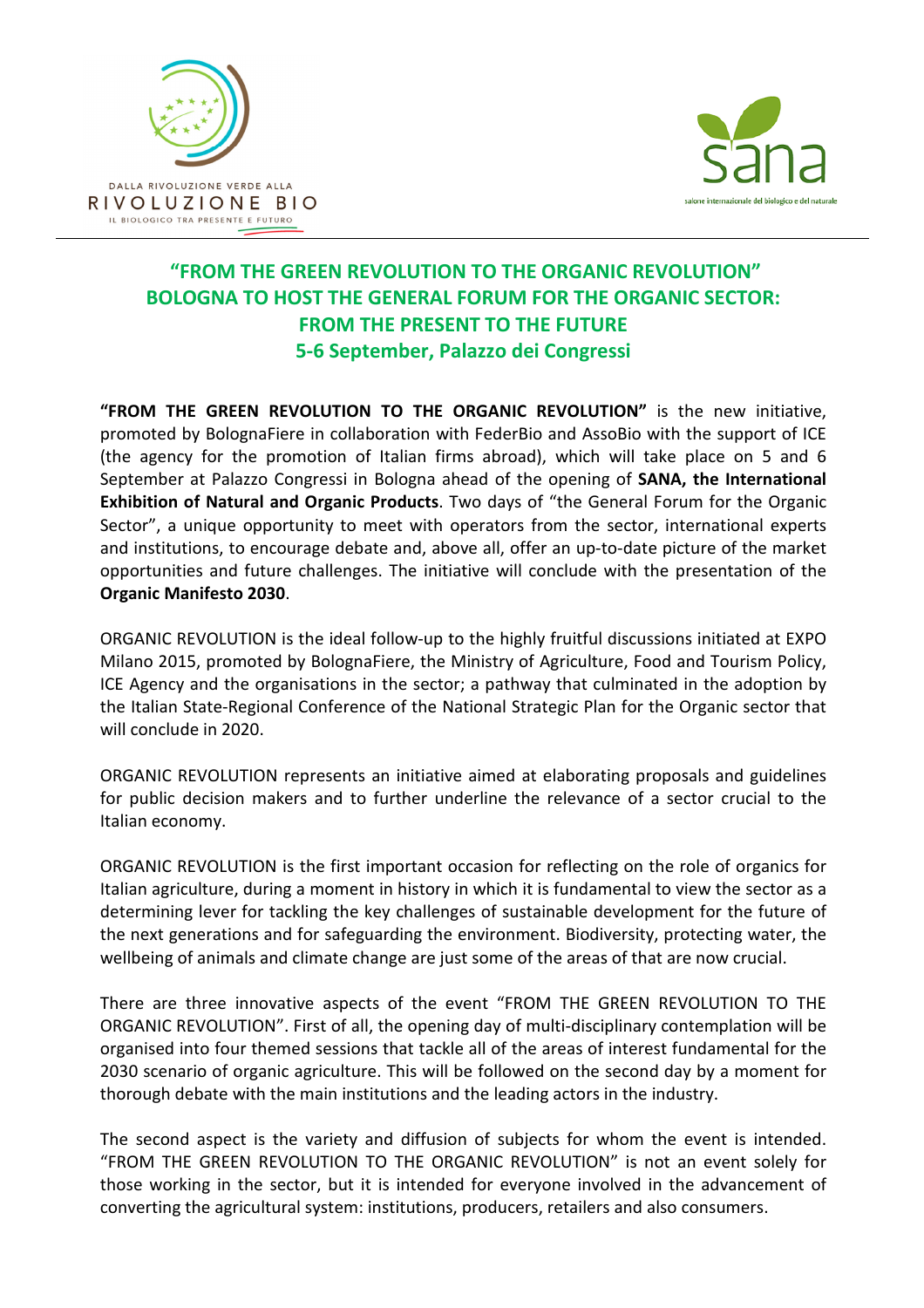DALLA RIVOLUZIONE VERDE ALLA
RIVOLUZIONE BIO
IL BIOLOGICO TRA PRESENTE E FUTURO

sana
salone internazionale del biologico e del naturale

# "FROM THE GREEN REVOLUTION TO THE ORGANIC REVOLUTION" BOLOGNA TO HOST THE GENERAL FORUM FOR THE ORGANIC SECTOR: FROM THE PRESENT TO THE FUTURE
## 5-6 September, Palazzo dei Congressi

**"FROM THE GREEN REVOLUTION TO THE ORGANIC REVOLUTION"** is the new initiative, promoted by BolognaFiere in collaboration with FederBio and AssoBio with the support of ICE (the agency for the promotion of Italian firms abroad), which will take place on 5 and 6 September at Palazzo Congressi in Bologna ahead of the opening of **SANA, the International Exhibition of Natural and Organic Products**. Two days of "the General Forum for the Organic Sector", a unique opportunity to meet with operators from the sector, international experts and institutions, to encourage debate and, above all, offer an up-to-date picture of the market opportunities and future challenges. The initiative will conclude with the presentation of the **Organic Manifesto 2030**.

ORGANIC REVOLUTION is the ideal follow-up to the highly fruitful discussions initiated at EXPO Milano 2015, promoted by BolognaFiere, the Ministry of Agriculture, Food and Tourism Policy, ICE Agency and the organisations in the sector; a pathway that culminated in the adoption by the Italian State-Regional Conference of the National Strategic Plan for the Organic sector that will conclude in 2020.

ORGANIC REVOLUTION represents an initiative aimed at elaborating proposals and guidelines for public decision makers and to further underline the relevance of a sector crucial to the Italian economy.

ORGANIC REVOLUTION is the first important occasion for reflecting on the role of organics for Italian agriculture, during a moment in history in which it is fundamental to view the sector as a determining lever for tackling the key challenges of sustainable development for the future of the next generations and for safeguarding the environment. Biodiversity, protecting water, the wellbeing of animals and climate change are just some of the areas of that are now crucial.

There are three innovative aspects of the event "FROM THE GREEN REVOLUTION TO THE ORGANIC REVOLUTION". First of all, the opening day of multi-disciplinary contemplation will be organised into four themed sessions that tackle all of the areas of interest fundamental for the 2030 scenario of organic agriculture. This will be followed on the second day by a moment for thorough debate with the main institutions and the leading actors in the industry.

The second aspect is the variety and diffusion of subjects for whom the event is intended. "FROM THE GREEN REVOLUTION TO THE ORGANIC REVOLUTION" is not an event solely for those working in the sector, but it is intended for everyone involved in the advancement of converting the agricultural system: institutions, producers, retailers and also consumers.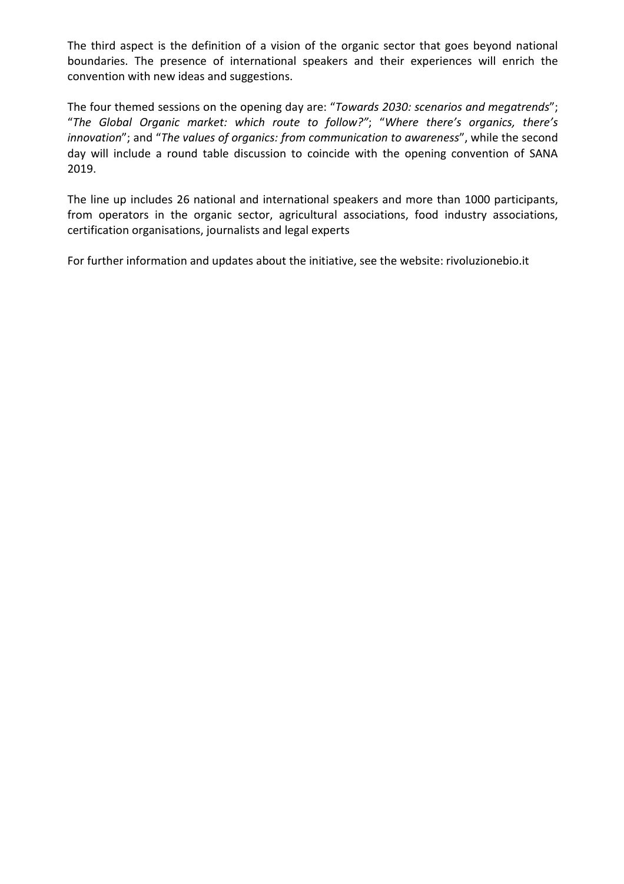The third aspect is the definition of a vision of the organic sector that goes beyond national boundaries. The presence of international speakers and their experiences will enrich the convention with new ideas and suggestions.

The four themed sessions on the opening day are: "*Towards 2030: scenarios and megatrends*"; "*The Global Organic market: which route to follow?"*; "*Where there's organics, there's innovation*"; and "*The values of organics: from communication to awareness*", while the second day will include a round table discussion to coincide with the opening convention of SANA 2019.

The line up includes 26 national and international speakers and more than 1000 participants, from operators in the organic sector, agricultural associations, food industry associations, certification organisations, journalists and legal experts

For further information and updates about the initiative, see the website: rivoluzionebio.it